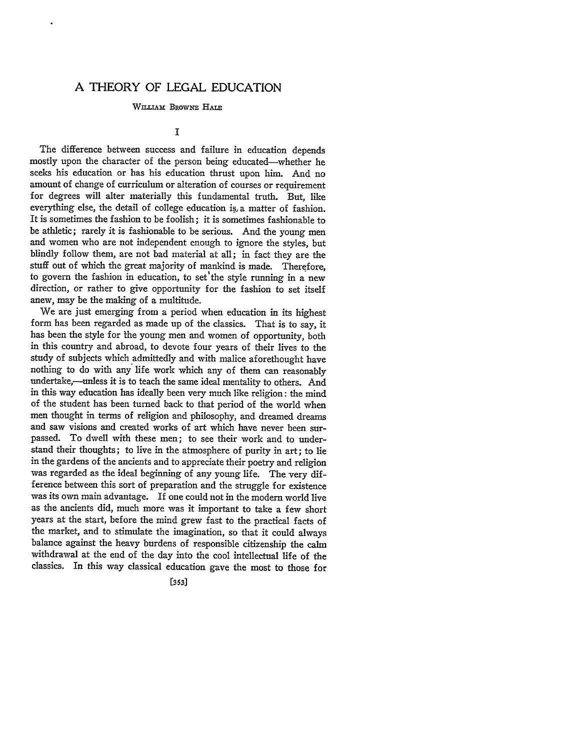# A THEORY OF LEGAL EDUCATION

WILLIAM BROWNE HALE

## I

The difference between success and failure in education depends mostly upon the character of the person being educated—whether he seeks his education or has his education thrust upon him. And no amount of change of curriculum or alteration of courses or requirement for degrees will alter materially this fundamental truth. But, like everything else, the detail of college education is a matter of fashion. It is sometimes the fashion to be foolish; it is sometimes fashionable to be athletic; rarely it is fashionable to be serious. And the young men and women who are not independent enough to ignore the styles, but blindly follow them, are not bad material at all; in fact they are the stuff out of which the great majority of mankind is made. Therefore, to govern the fashion in education, to set the style running in a new direction, or rather to give opportunity for the fashion to set itself anew, may be the making of a multitude.

We are just emerging from a period when education in its highest form has been regarded as made up of the classics. That is to say, it has been the style for the young men and women of opportunity, both in this country and abroad, to devote four years of their lives to the study of subjects which admittedly and with malice aforethought have nothing to do with any life work which any of them can reasonably undertake,—unless it is to teach the same ideal mentality to others. And in this way education has ideally been very much like religion: the mind of the student has been turned back to that period of the world when men thought in terms of religion and philosophy, and dreamed dreams and saw visions and created works of art which have never been surpassed. To dwell with these men; to see their work and to understand their thoughts; to live in the atmosphere of purity in art; to lie in the gardens of the ancients and to appreciate their poetry and religion was regarded as the ideal beginning of any young life. The very difference between this sort of preparation and the struggle for existence was its own main advantage. If one could not in the modern world live as the ancients did, much more was it important to take a few short years at the start, before the mind grew fast to the practical facts of the market, and to stimulate the imagination, so that it could always balance against the heavy burdens of responsible citizenship the calm withdrawal at the end of the day into the cool intellectual life of the classics. In this way classical education gave the most to those for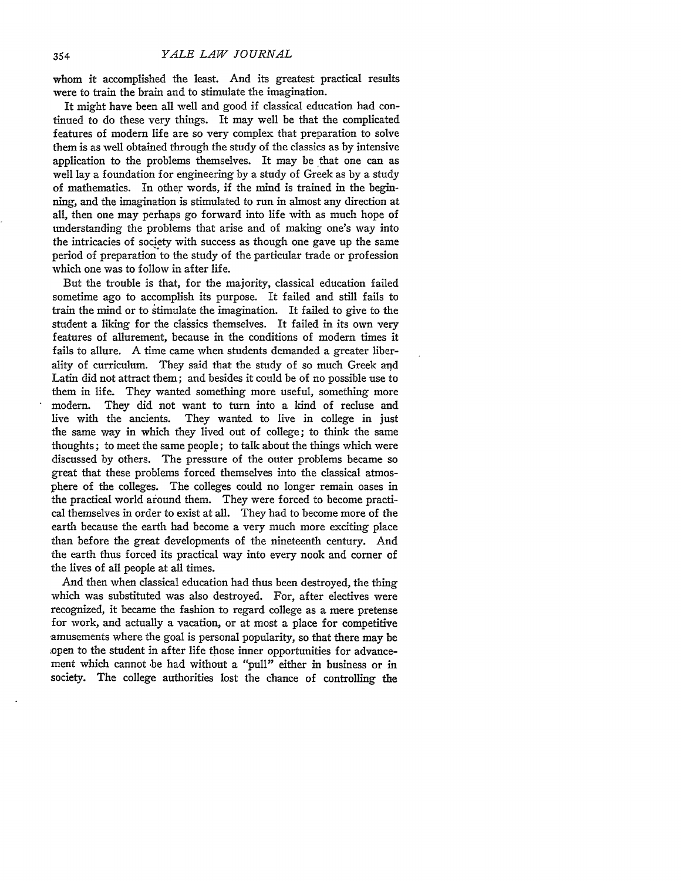whom it accomplished the least. And its greatest practical results were to train the brain and to stimulate the imagination.

It might have been all well and good if classical education had continued to do these very things. It may well be that the complicated features of modern life are so very complex that preparation to solve them is as well obtained through the study of the classics as by intensive application to the problems themselves. It may be that one can as well lay a foundation for engineering by a study of Greek as by a study of mathematics. In other words, if the mind is trained in the beginning, and the imagination is stimulated to run in almost any direction at all, then one may perhaps go forward into life with as much hope of understanding the problems that arise and of making one's way into the intricacies of society with success as though one gave up the same period of preparation to the study of the particular trade or profession which one was to follow in after life.

But the trouble is that, for the majority, classical education failed sometime ago to accomplish its purpose. It failed and still fails to train the mind or to stimulate the imagination. It failed to give to the student a liking for the classics themselves. It failed in its own very features of allurement, because in the conditions of modern times it fails to allure. A time came when students demanded a greater liberality of curriculum. They said that the study of so much Greek and Latin did not attract them; and besides it could be of no possible use to them in life. They wanted something more useful, something more modern. They did not want to turn into a kind of recluse and live with the ancients. They wanted to live in college in just the same way in which they lived out of college; to think the same thoughts; to meet the same people; to talk about the things which were discussed by others. The pressure of the outer problems became so great that these problems forced themselves into the classical atmosphere of the colleges. The colleges could no longer remain oases in the practical world around them. They were forced to become practical themselves in order to exist at all. They had to become more of the earth because the earth had become a very much more exciting place than before the great developments of the nineteenth century. And the earth thus forced its practical way into every nook and corner of the lives of all people at all times.

And then when classical education had thus been destroyed, the thing which was substituted was also destroyed. For, after electives were recognized, it became the fashion to regard college as a mere pretense for work, and actually a vacation, or at most a place for competitive amusements where the goal is personal popularity, so that there may be open to the student in after life those inner opportunities for advancement which cannot be had without a "pull" either in business or in society. The college authorities lost the chance of controlling the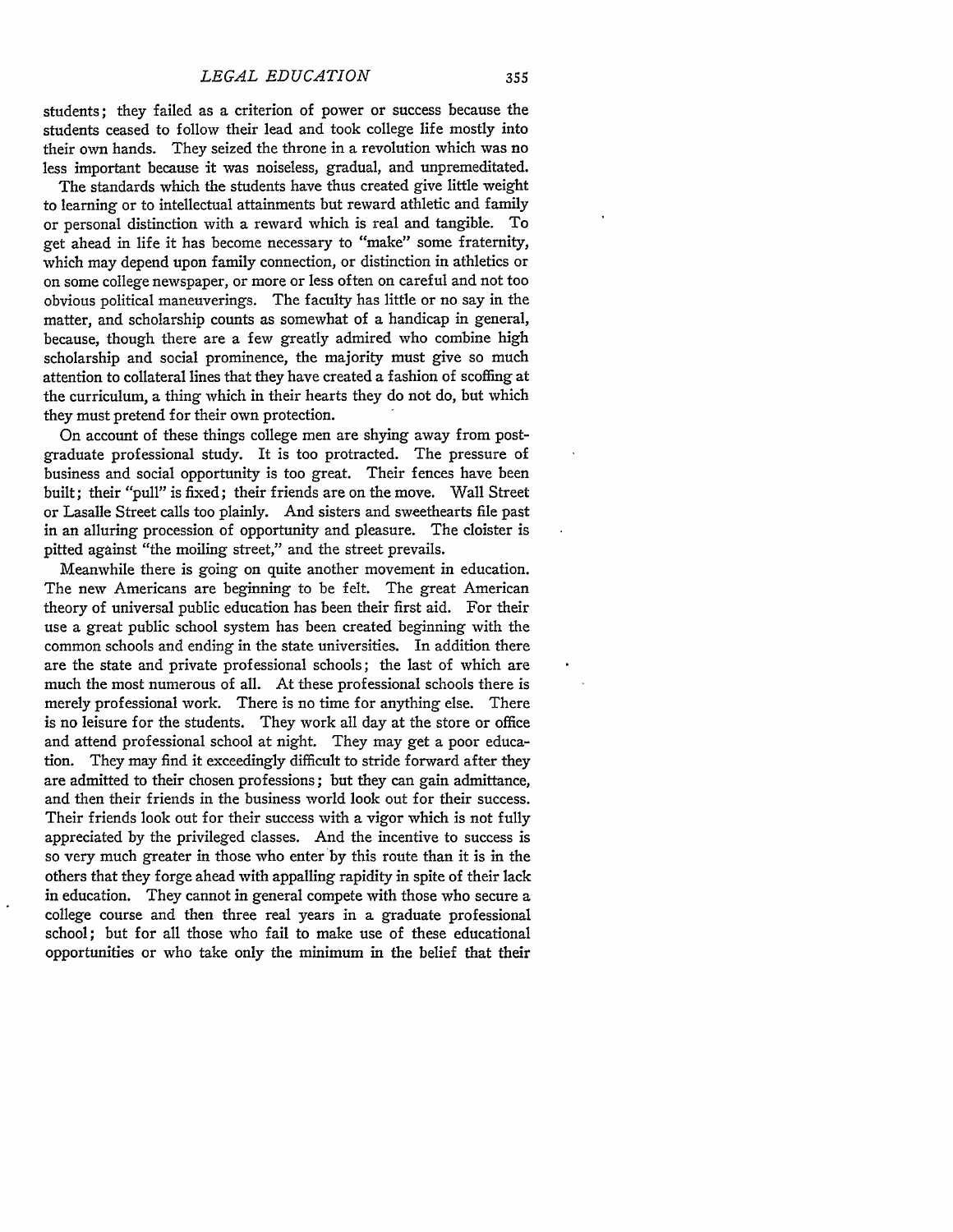students; they failed as a criterion of power or success because the students ceased to follow their lead and took college life mostly into their own hands. They seized the throne in a revolution which was no less important because it was noiseless, gradual, and unpremeditated.

The standards which the students have thus created give little weight to learning or to intellectual attainments but reward athletic and family or personal distinction with a reward which is real and tangible. To get ahead in life it has become necessary to "make" some fraternity, which may depend upon family connection, or distinction in athletics or on some college newspaper, or more or less often on careful and not too obvious political maneuverings. The faculty has little or no say in the matter, and scholarship counts as somewhat of a handicap in general, because, though there are a few greatly admired who combine high scholarship and social prominence, the majority must give so much attention to collateral lines that they have created a fashion of scoffing at the curriculum, a thing which in their hearts they do not do, but which they must pretend for their own protection.

On account of these things college men are shying away from post-graduate professional study. It is too protracted. The pressure of business and social opportunity is too great. Their fences have been built; their "pull" is fixed; their friends are on the move. Wall Street or Lasalle Street calls too plainly. And sisters and sweethearts file past in an alluring procession of opportunity and pleasure. The cloister is pitted against "the moiling street," and the street prevails.

Meanwhile there is going on quite another movement in education. The new Americans are beginning to be felt. The great American theory of universal public education has been their first aid. For their use a great public school system has been created beginning with the common schools and ending in the state universities. In addition there are the state and private professional schools; the last of which are much the most numerous of all. At these professional schools there is merely professional work. There is no time for anything else. There is no leisure for the students. They work all day at the store or office and attend professional school at night. They may get a poor education. They may find it exceedingly difficult to stride forward after they are admitted to their chosen professions; but they can gain admittance, and then their friends in the business world look out for their success. Their friends look out for their success with a vigor which is not fully appreciated by the privileged classes. And the incentive to success is so very much greater in those who enter by this route than it is in the others that they forge ahead with appalling rapidity in spite of their lack in education. They cannot in general compete with those who secure a college course and then three real years in a graduate professional school; but for all those who fail to make use of these educational opportunities or who take only the minimum in the belief that their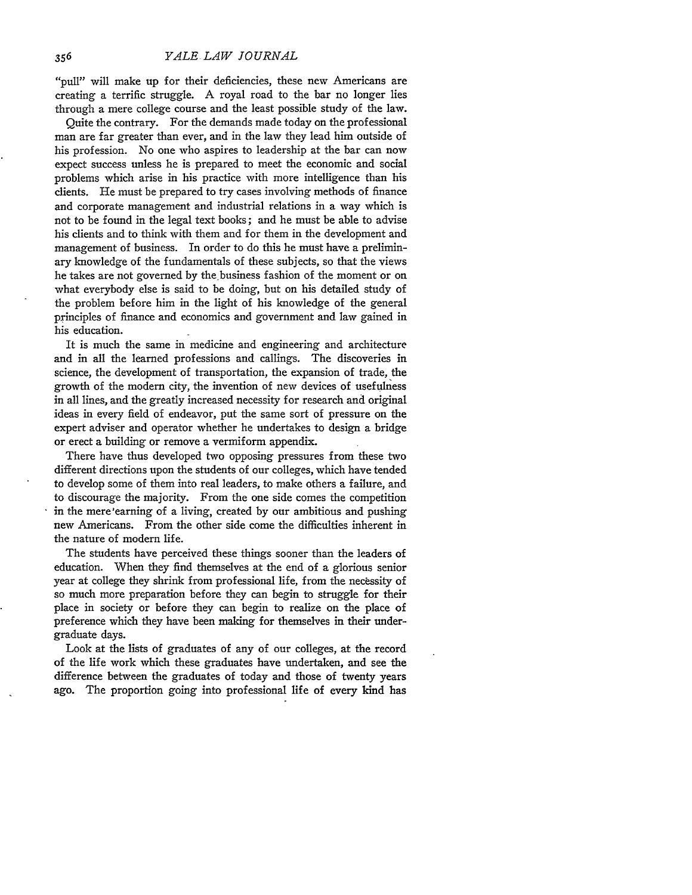"pull" will make up for their deficiencies, these new Americans are creating a terrific struggle. A royal road to the bar no longer lies through a mere college course and the least possible study of the law.

Quite the contrary. For the demands made today on the professional man are far greater than ever, and in the law they lead him outside of his profession. No one who aspires to leadership at the bar can now expect success unless he is prepared to meet the economic and social problems which arise in his practice with more intelligence than his clients. He must be prepared to try cases involving methods of finance and corporate management and industrial relations in a way which is not to be found in the legal text books; and he must be able to advise his clients and to think with them and for them in the development and management of business. In order to do this he must have a preliminary knowledge of the fundamentals of these subjects, so that the views he takes are not governed by the business fashion of the moment or on what everybody else is said to be doing, but on his detailed study of the problem before him in the light of his knowledge of the general principles of finance and economics and government and law gained in his education.

It is much the same in medicine and engineering and architecture and in all the learned professions and callings. The discoveries in science, the development of transportation, the expansion of trade, the growth of the modern city, the invention of new devices of usefulness in all lines, and the greatly increased necessity for research and original ideas in every field of endeavor, put the same sort of pressure on the expert adviser and operator whether he undertakes to design a bridge or erect a building or remove a vermiform appendix.

There have thus developed two opposing pressures from these two different directions upon the students of our colleges, which have tended to develop some of them into real leaders, to make others a failure, and to discourage the majority. From the one side comes the competition in the mere earning of a living, created by our ambitious and pushing new Americans. From the other side come the difficulties inherent in the nature of modern life.

The students have perceived these things sooner than the leaders of education. When they find themselves at the end of a glorious senior year at college they shrink from professional life, from the necessity of so much more preparation before they can begin to struggle for their place in society or before they can begin to realize on the place of preference which they have been making for themselves in their undergraduate days.

Look at the lists of graduates of any of our colleges, at the record of the life work which these graduates have undertaken, and see the difference between the graduates of today and those of twenty years ago. The proportion going into professional life of every kind has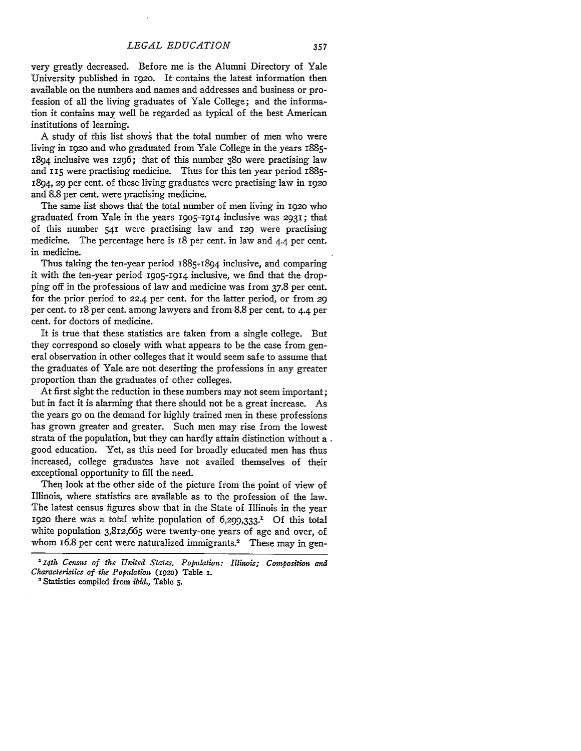very greatly decreased. Before me is the Alumni Directory of Yale University published in 1920. It contains the latest information then available on the numbers and names and addresses and business or profession of all the living graduates of Yale College; and the information it contains may well be regarded as typical of the best American institutions of learning.

A study of this list shows that the total number of men who were living in 1920 and who graduated from Yale College in the years 1885-1894 inclusive was 1296; that of this number 380 were practising law and 115 were practising medicine. Thus for this ten year period 1885-1894, 29 per cent. of these living graduates were practising law in 1920 and 8.8 per cent. were practising medicine.

The same list shows that the total number of men living in 1920 who graduated from Yale in the years 1905-1914 inclusive was 2931; that of this number 541 were practising law and 129 were practising medicine. The percentage here is 18 per cent. in law and 4.4 per cent. in medicine.

Thus taking the ten-year period 1885-1894 inclusive, and comparing it with the ten-year period 1905-1914 inclusive, we find that the dropping off in the professions of law and medicine was from 37.8 per cent. for the prior period to 22.4 per cent. for the latter period, or from 29 per cent. to 18 per cent. among lawyers and from 8.8 per cent. to 4.4 per cent. for doctors of medicine.

It is true that these statistics are taken from a single college. But they correspond so closely with what appears to be the case from general observation in other colleges that it would seem safe to assume that the graduates of Yale are not deserting the professions in any greater proportion than the graduates of other colleges.

At first sight the reduction in these numbers may not seem important; but in fact it is alarming that there should not be a great increase. As the years go on the demand for highly trained men in these professions has grown greater and greater. Such men may rise from the lowest strata of the population, but they can hardly attain distinction without a good education. Yet, as this need for broadly educated men has thus increased, college graduates have not availed themselves of their exceptional opportunity to fill the need.

Then look at the other side of the picture from the point of view of Illinois, where statistics are available as to the profession of the law. The latest census figures show that in the State of Illinois in the year 1920 there was a total white population of 6,299,333.[1] Of this total white population 3,812,665 were twenty-one years of age and over, of whom 16.8 per cent were naturalized immigrants.[2] These may in gen-

[1] *14th Census of the United States. Population: Illinois; Composition and Characteristics of the Population* (1920) Table 1.

[2] Statistics compiled from *ibid.,* Table 5.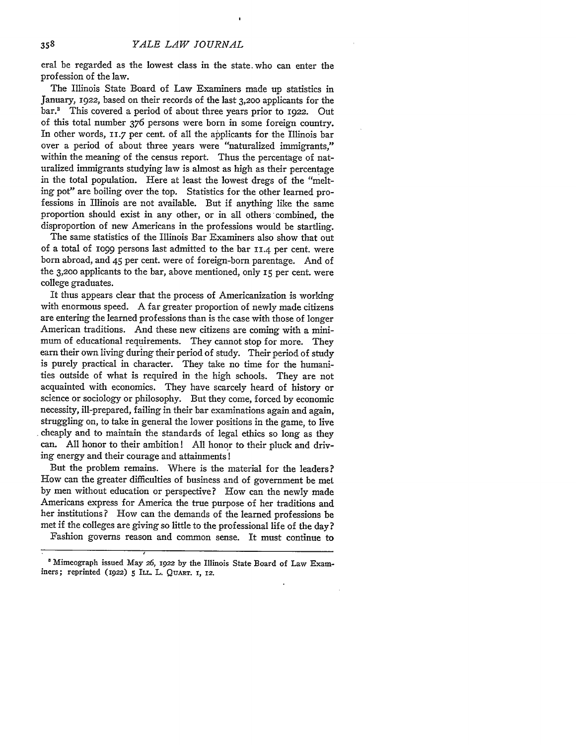eral be regarded as the lowest class in the state who can enter the profession of the law.

The Illinois State Board of Law Examiners made up statistics in January, 1922, based on their records of the last 3,200 applicants for the bar.[3] This covered a period of about three years prior to 1922. Out of this total number 376 persons were born in some foreign country. In other words, 11.7 per cent. of all the applicants for the Illinois bar over a period of about three years were "naturalized immigrants," within the meaning of the census report. Thus the percentage of naturalized immigrants studying law is almost as high as their percentage in the total population. Here at least the lowest dregs of the "melting pot" are boiling over the top. Statistics for the other learned professions in Illinois are not available. But if anything like the same proportion should exist in any other, or in all others combined, the disproportion of new Americans in the professions would be startling.

The same statistics of the Illinois Bar Examiners also show that out of a total of 1099 persons last admitted to the bar 11.4 per cent. were born abroad, and 45 per cent. were of foreign-born parentage. And of the 3,200 applicants to the bar, above mentioned, only 15 per cent. were college graduates.

It thus appears clear that the process of Americanization is working with enormous speed. A far greater proportion of newly made citizens are entering the learned professions than is the case with those of longer American traditions. And these new citizens are coming with a minimum of educational requirements. They cannot stop for more. They earn their own living during their period of study. Their period of study is purely practical in character. They take no time for the humanities outside of what is required in the high schools. They are not acquainted with economics. They have scarcely heard of history or science or sociology or philosophy. But they come, forced by economic necessity, ill-prepared, failing in their bar examinations again and again, struggling on, to take in general the lower positions in the game, to live cheaply and to maintain the standards of legal ethics so long as they can. All honor to their ambition! All honor to their pluck and driving energy and their courage and attainments!

But the problem remains. Where is the material for the leaders? How can the greater difficulties of business and of government be met by men without education or perspective? How can the newly made Americans express for America the true purpose of her traditions and her institutions? How can the demands of the learned professions be met if the colleges are giving so little to the professional life of the day?

Fashion governs reason and common sense. It must continue to

---

[3] Mimeograph issued May 26, 1922 by the Illinois State Board of Law Examiners; reprinted (1922) 5 ILL. L. QUART. 1, 12.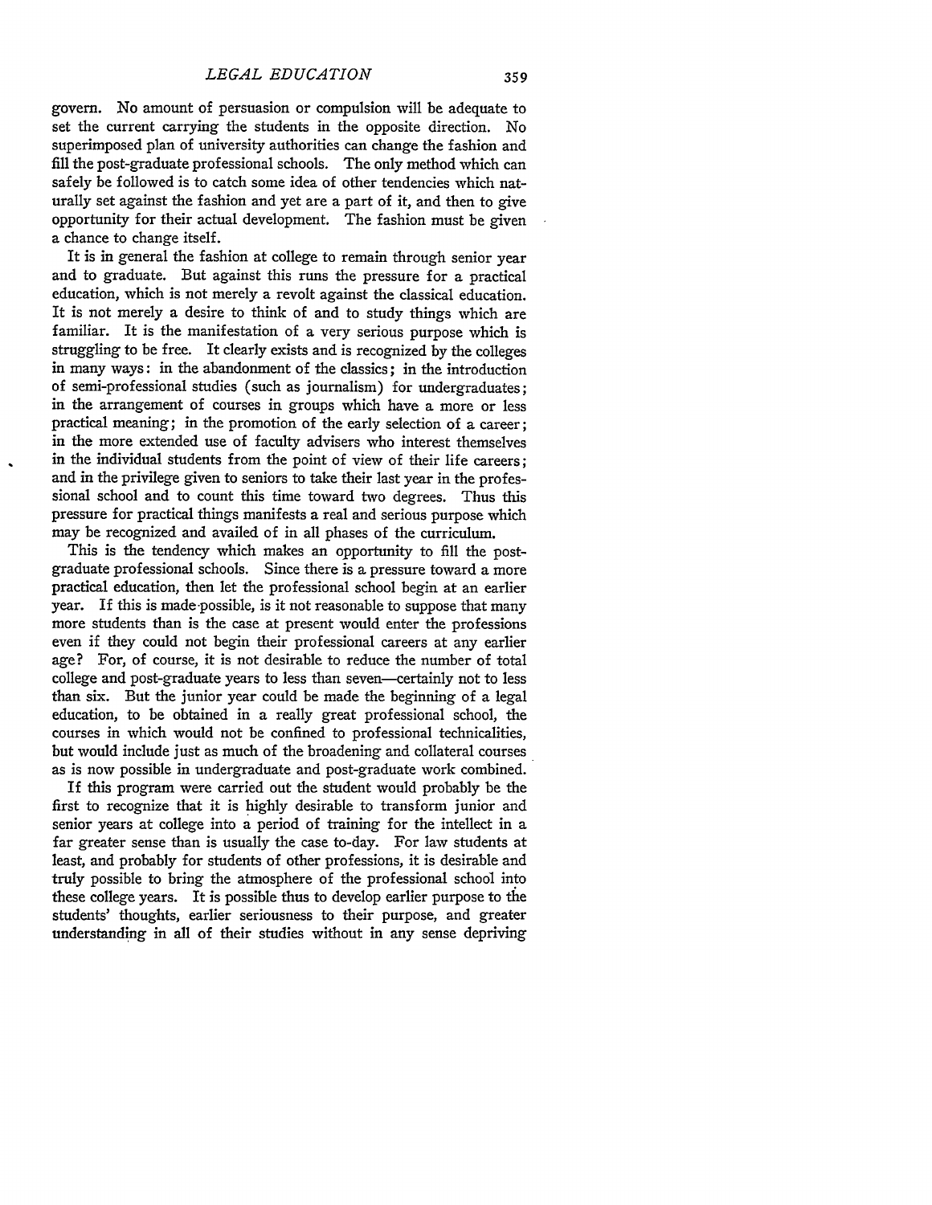govern. No amount of persuasion or compulsion will be adequate to set the current carrying the students in the opposite direction. No superimposed plan of university authorities can change the fashion and fill the post-graduate professional schools. The only method which can safely be followed is to catch some idea of other tendencies which naturally set against the fashion and yet are a part of it, and then to give opportunity for their actual development. The fashion must be given a chance to change itself.

It is in general the fashion at college to remain through senior year and to graduate. But against this runs the pressure for a practical education, which is not merely a revolt against the classical education. It is not merely a desire to think of and to study things which are familiar. It is the manifestation of a very serious purpose which is struggling to be free. It clearly exists and is recognized by the colleges in many ways: in the abandonment of the classics; in the introduction of semi-professional studies (such as journalism) for undergraduates; in the arrangement of courses in groups which have a more or less practical meaning; in the promotion of the early selection of a career; in the more extended use of faculty advisers who interest themselves in the individual students from the point of view of their life careers; and in the privilege given to seniors to take their last year in the professional school and to count this time toward two degrees. Thus this pressure for practical things manifests a real and serious purpose which may be recognized and availed of in all phases of the curriculum.

This is the tendency which makes an opportunity to fill the post-graduate professional schools. Since there is a pressure toward a more practical education, then let the professional school begin at an earlier year. If this is made possible, is it not reasonable to suppose that many more students than is the case at present would enter the professions even if they could not begin their professional careers at any earlier age? For, of course, it is not desirable to reduce the number of total college and post-graduate years to less than seven—certainly not to less than six. But the junior year could be made the beginning of a legal education, to be obtained in a really great professional school, the courses in which would not be confined to professional technicalities, but would include just as much of the broadening and collateral courses as is now possible in undergraduate and post-graduate work combined.

If this program were carried out the student would probably be the first to recognize that it is highly desirable to transform junior and senior years at college into a period of training for the intellect in a far greater sense than is usually the case to-day. For law students at least, and probably for students of other professions, it is desirable and truly possible to bring the atmosphere of the professional school into these college years. It is possible thus to develop earlier purpose to the students' thoughts, earlier seriousness to their purpose, and greater understanding in all of their studies without in any sense depriving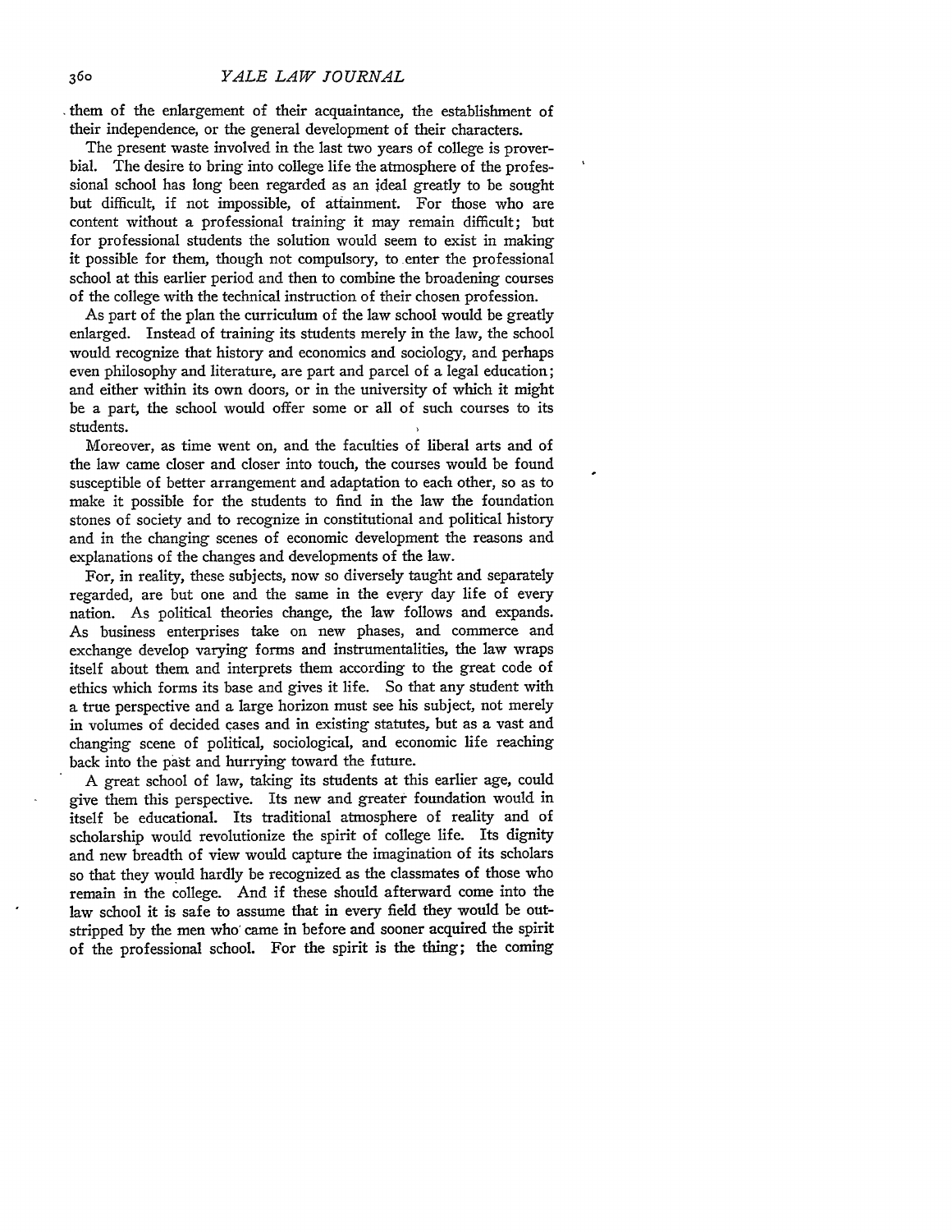them of the enlargement of their acquaintance, the establishment of their independence, or the general development of their characters.

The present waste involved in the last two years of college is proverbial. The desire to bring into college life the atmosphere of the professional school has long been regarded as an ideal greatly to be sought but difficult, if not impossible, of attainment. For those who are content without a professional training it may remain difficult; but for professional students the solution would seem to exist in making it possible for them, though not compulsory, to enter the professional school at this earlier period and then to combine the broadening courses of the college with the technical instruction of their chosen profession.

As part of the plan the curriculum of the law school would be greatly enlarged. Instead of training its students merely in the law, the school would recognize that history and economics and sociology, and perhaps even philosophy and literature, are part and parcel of a legal education; and either within its own doors, or in the university of which it might be a part, the school would offer some or all of such courses to its students.

Moreover, as time went on, and the faculties of liberal arts and of the law came closer and closer into touch, the courses would be found susceptible of better arrangement and adaptation to each other, so as to make it possible for the students to find in the law the foundation stones of society and to recognize in constitutional and political history and in the changing scenes of economic development the reasons and explanations of the changes and developments of the law.

For, in reality, these subjects, now so diversely taught and separately regarded, are but one and the same in the every day life of every nation. As political theories change, the law follows and expands. As business enterprises take on new phases, and commerce and exchange develop varying forms and instrumentalities, the law wraps itself about them and interprets them according to the great code of ethics which forms its base and gives it life. So that any student with a true perspective and a large horizon must see his subject, not merely in volumes of decided cases and in existing statutes, but as a vast and changing scene of political, sociological, and economic life reaching back into the past and hurrying toward the future.

A great school of law, taking its students at this earlier age, could give them this perspective. Its new and greater foundation would in itself be educational. Its traditional atmosphere of reality and of scholarship would revolutionize the spirit of college life. Its dignity and new breadth of view would capture the imagination of its scholars so that they would hardly be recognized as the classmates of those who remain in the college. And if these should afterward come into the law school it is safe to assume that in every field they would be outstripped by the men who came in before and sooner acquired the spirit of the professional school. For the spirit is the thing; the coming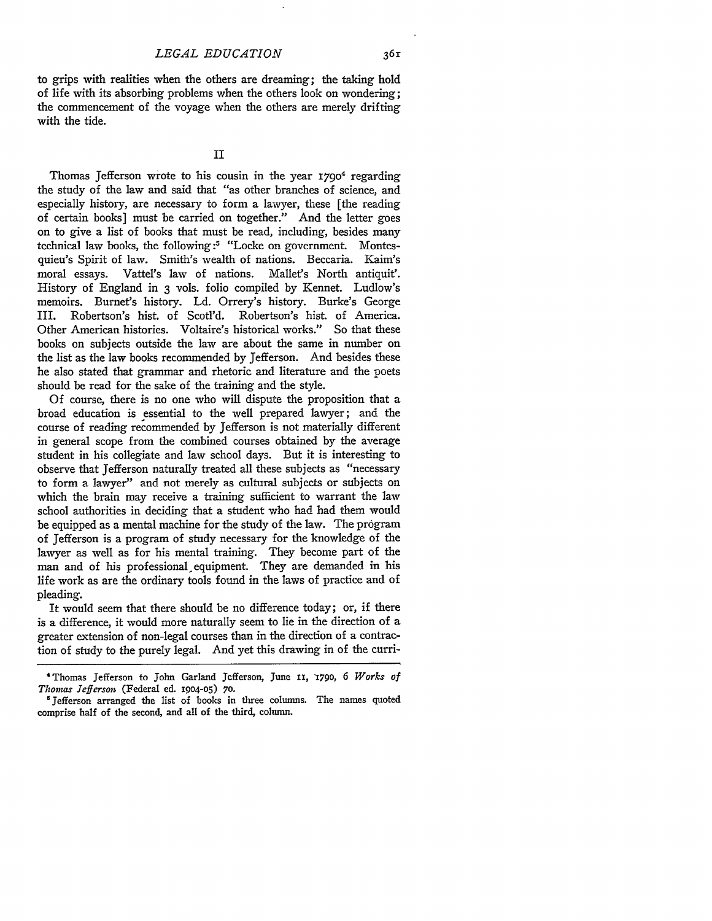to grips with realities when the others are dreaming; the taking hold of life with its absorbing problems when the others look on wondering; the commencement of the voyage when the others are merely drifting with the tide.

## II

Thomas Jefferson wrote to his cousin in the year 1790[4] regarding the study of the law and said that "as other branches of science, and especially history, are necessary to form a lawyer, these [the reading of certain books] must be carried on together." And the letter goes on to give a list of books that must be read, including, besides many technical law books, the following:[5] "Locke on government. Montesquieu's Spirit of law. Smith's wealth of nations. Beccaria. Kaim's moral essays. Vattel's law of nations. Mallet's North antiquit'. History of England in 3 vols. folio compiled by Kennet. Ludlow's memoirs. Burnet's history. Ld. Orrery's history. Burke's George III. Robertson's hist. of Scotl'd. Robertson's hist. of America. Other American histories. Voltaire's historical works." So that these books on subjects outside the law are about the same in number on the list as the law books recommended by Jefferson. And besides these he also stated that grammar and rhetoric and literature and the poets should be read for the sake of the training and the style.

Of course, there is no one who will dispute the proposition that a broad education is essential to the well prepared lawyer; and the course of reading recommended by Jefferson is not materially different in general scope from the combined courses obtained by the average student in his collegiate and law school days. But it is interesting to observe that Jefferson naturally treated all these subjects as "necessary to form a lawyer" and not merely as cultural subjects or subjects on which the brain may receive a training sufficient to warrant the law school authorities in deciding that a student who had had them would be equipped as a mental machine for the study of the law. The program of Jefferson is a program of study necessary for the knowledge of the lawyer as well as for his mental training. They become part of the man and of his professional equipment. They are demanded in his life work as are the ordinary tools found in the laws of practice and of pleading.

It would seem that there should be no difference today; or, if there is a difference, it would more naturally seem to lie in the direction of a greater extension of non-legal courses than in the direction of a contraction of study to the purely legal. And yet this drawing in of the curri-

---

[4] Thomas Jefferson to John Garland Jefferson, June 11, 1790, 6 *Works of Thomas Jefferson* (Federal ed. 1904-05) 70.

[5] Jefferson arranged the list of books in three columns. The names quoted comprise half of the second, and all of the third, column.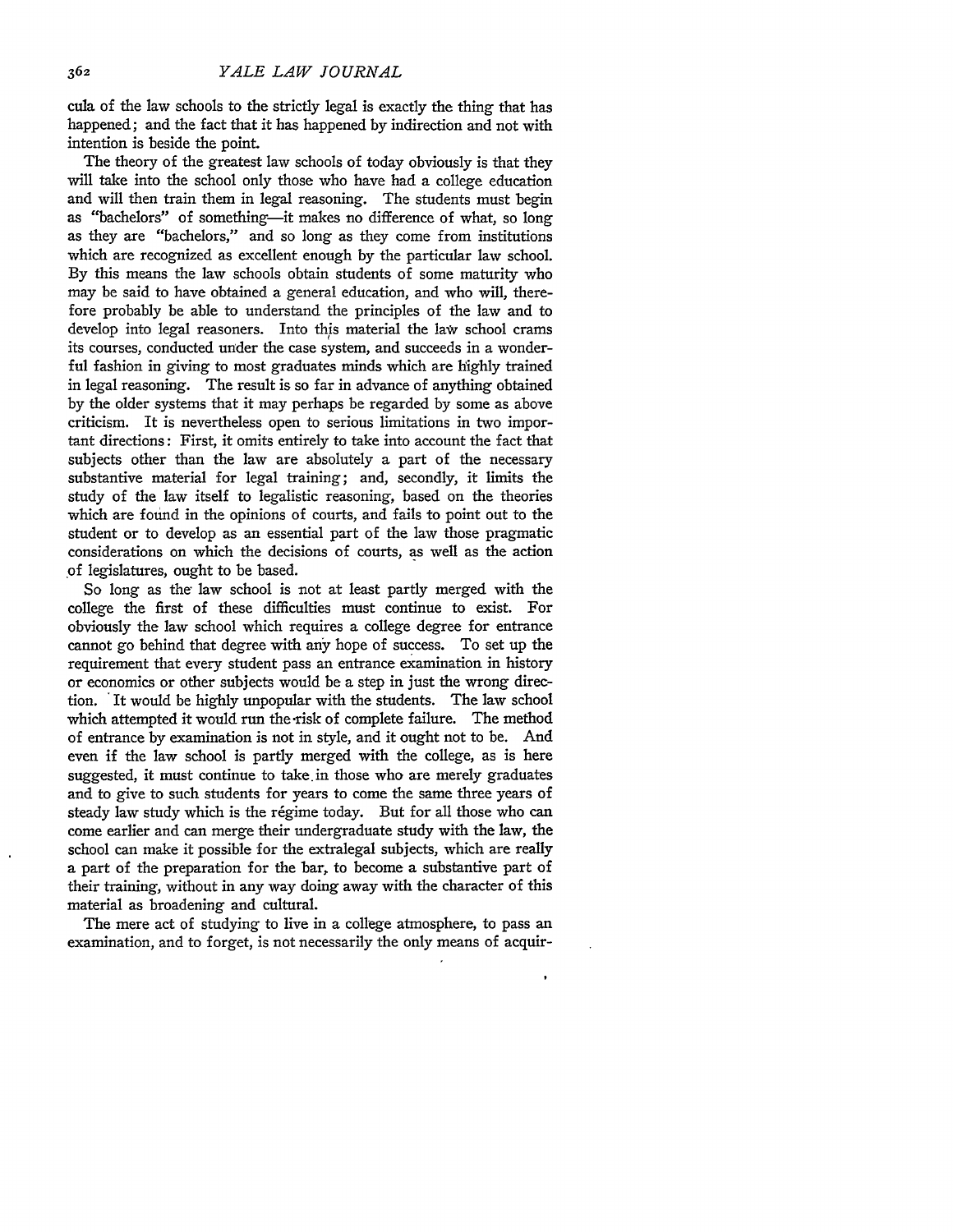cula of the law schools to the strictly legal is exactly the thing that has happened; and the fact that it has happened by indirection and not with intention is beside the point.

The theory of the greatest law schools of today obviously is that they will take into the school only those who have had a college education and will then train them in legal reasoning. The students must begin as "bachelors" of something—it makes no difference of what, so long as they are "bachelors," and so long as they come from institutions which are recognized as excellent enough by the particular law school. By this means the law schools obtain students of some maturity who may be said to have obtained a general education, and who will, therefore probably be able to understand the principles of the law and to develop into legal reasoners. Into this material the law school crams its courses, conducted under the case system, and succeeds in a wonderful fashion in giving to most graduates minds which are highly trained in legal reasoning. The result is so far in advance of anything obtained by the older systems that it may perhaps be regarded by some as above criticism. It is nevertheless open to serious limitations in two important directions: First, it omits entirely to take into account the fact that subjects other than the law are absolutely a part of the necessary substantive material for legal training; and, secondly, it limits the study of the law itself to legalistic reasoning, based on the theories which are found in the opinions of courts, and fails to point out to the student or to develop as an essential part of the law those pragmatic considerations on which the decisions of courts, as well as the action of legislatures, ought to be based.

So long as the law school is not at least partly merged with the college the first of these difficulties must continue to exist. For obviously the law school which requires a college degree for entrance cannot go behind that degree with any hope of success. To set up the requirement that every student pass an entrance examination in history or economics or other subjects would be a step in just the wrong direction. It would be highly unpopular with the students. The law school which attempted it would run the risk of complete failure. The method of entrance by examination is not in style, and it ought not to be. And even if the law school is partly merged with the college, as is here suggested, it must continue to take in those who are merely graduates and to give to such students for years to come the same three years of steady law study which is the régime today. But for all those who can come earlier and can merge their undergraduate study with the law, the school can make it possible for the extralegal subjects, which are really a part of the preparation for the bar, to become a substantive part of their training, without in any way doing away with the character of this material as broadening and cultural.

The mere act of studying to live in a college atmosphere, to pass an examination, and to forget, is not necessarily the only means of acquir-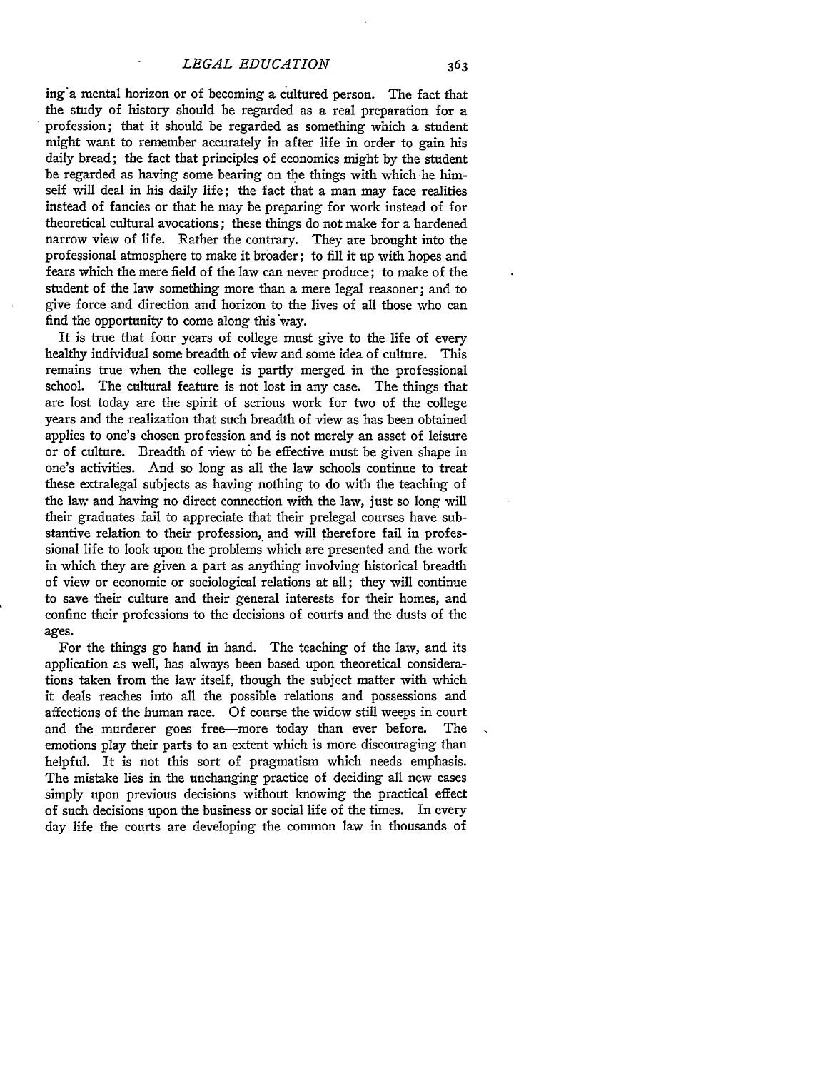ing a mental horizon or of becoming a cultured person. The fact that the study of history should be regarded as a real preparation for a profession; that it should be regarded as something which a student might want to remember accurately in after life in order to gain his daily bread; the fact that principles of economics might by the student be regarded as having some bearing on the things with which he himself will deal in his daily life; the fact that a man may face realities instead of fancies or that he may be preparing for work instead of for theoretical cultural avocations; these things do not make for a hardened narrow view of life. Rather the contrary. They are brought into the professional atmosphere to make it broader; to fill it up with hopes and fears which the mere field of the law can never produce; to make of the student of the law something more than a mere legal reasoner; and to give force and direction and horizon to the lives of all those who can find the opportunity to come along this way.

It is true that four years of college must give to the life of every healthy individual some breadth of view and some idea of culture. This remains true when the college is partly merged in the professional school. The cultural feature is not lost in any case. The things that are lost today are the spirit of serious work for two of the college years and the realization that such breadth of view as has been obtained applies to one's chosen profession and is not merely an asset of leisure or of culture. Breadth of view to be effective must be given shape in one's activities. And so long as all the law schools continue to treat these extralegal subjects as having nothing to do with the teaching of the law and having no direct connection with the law, just so long will their graduates fail to appreciate that their prelegal courses have substantive relation to their profession, and will therefore fail in professional life to look upon the problems which are presented and the work in which they are given a part as anything involving historical breadth of view or economic or sociological relations at all; they will continue to save their culture and their general interests for their homes, and confine their professions to the decisions of courts and the dusts of the ages.

For the things go hand in hand. The teaching of the law, and its application as well, has always been based upon theoretical considerations taken from the law itself, though the subject matter with which it deals reaches into all the possible relations and possessions and affections of the human race. Of course the widow still weeps in court and the murderer goes free—more today than ever before. The emotions play their parts to an extent which is more discouraging than helpful. It is not this sort of pragmatism which needs emphasis. The mistake lies in the unchanging practice of deciding all new cases simply upon previous decisions without knowing the practical effect of such decisions upon the business or social life of the times. In every day life the courts are developing the common law in thousands of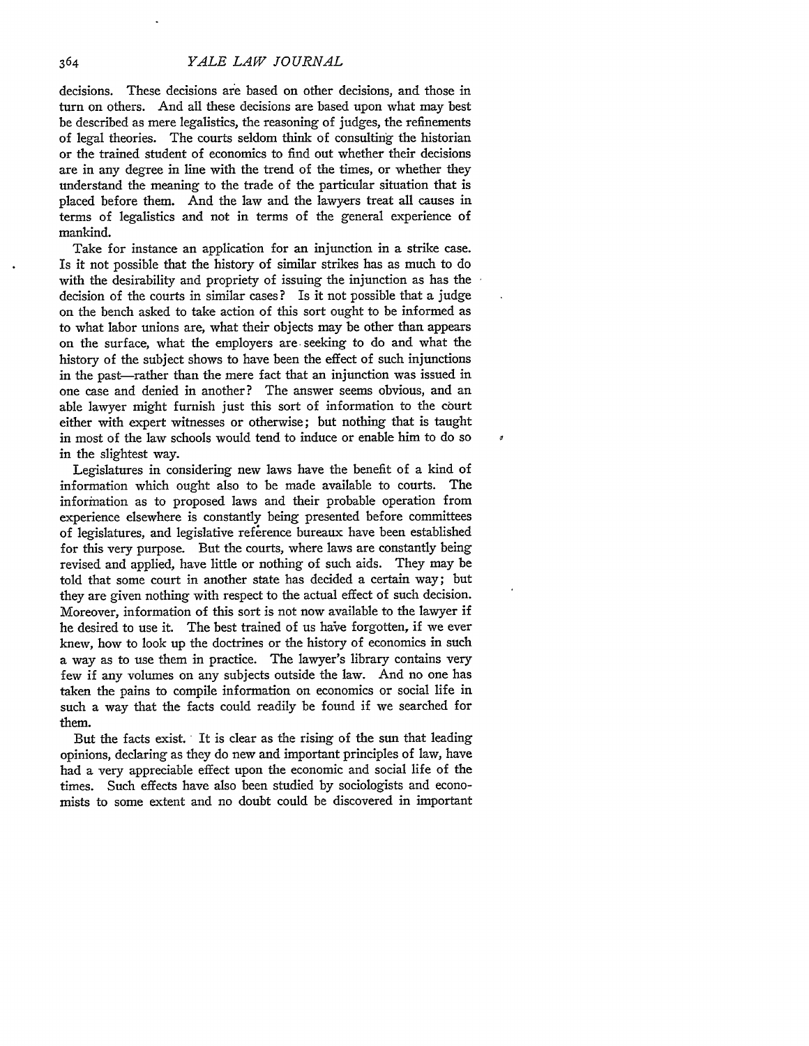decisions. These decisions are based on other decisions, and those in turn on others. And all these decisions are based upon what may best be described as mere legalistics, the reasoning of judges, the refinements of legal theories. The courts seldom think of consulting the historian or the trained student of economics to find out whether their decisions are in any degree in line with the trend of the times, or whether they understand the meaning to the trade of the particular situation that is placed before them. And the law and the lawyers treat all causes in terms of legalistics and not in terms of the general experience of mankind.

Take for instance an application for an injunction in a strike case. Is it not possible that the history of similar strikes has as much to do with the desirability and propriety of issuing the injunction as has the decision of the courts in similar cases? Is it not possible that a judge on the bench asked to take action of this sort ought to be informed as to what labor unions are, what their objects may be other than appears on the surface, what the employers are seeking to do and what the history of the subject shows to have been the effect of such injunctions in the past—rather than the mere fact that an injunction was issued in one case and denied in another? The answer seems obvious, and an able lawyer might furnish just this sort of information to the court either with expert witnesses or otherwise; but nothing that is taught in most of the law schools would tend to induce or enable him to do so in the slightest way.

Legislatures in considering new laws have the benefit of a kind of information which ought also to be made available to courts. The information as to proposed laws and their probable operation from experience elsewhere is constantly being presented before committees of legislatures, and legislative reference bureaux have been established for this very purpose. But the courts, where laws are constantly being revised and applied, have little or nothing of such aids. They may be told that some court in another state has decided a certain way; but they are given nothing with respect to the actual effect of such decision. Moreover, information of this sort is not now available to the lawyer if he desired to use it. The best trained of us have forgotten, if we ever knew, how to look up the doctrines or the history of economics in such a way as to use them in practice. The lawyer's library contains very few if any volumes on any subjects outside the law. And no one has taken the pains to compile information on economics or social life in such a way that the facts could readily be found if we searched for them.

But the facts exist. It is clear as the rising of the sun that leading opinions, declaring as they do new and important principles of law, have had a very appreciable effect upon the economic and social life of the times. Such effects have also been studied by sociologists and economists to some extent and no doubt could be discovered in important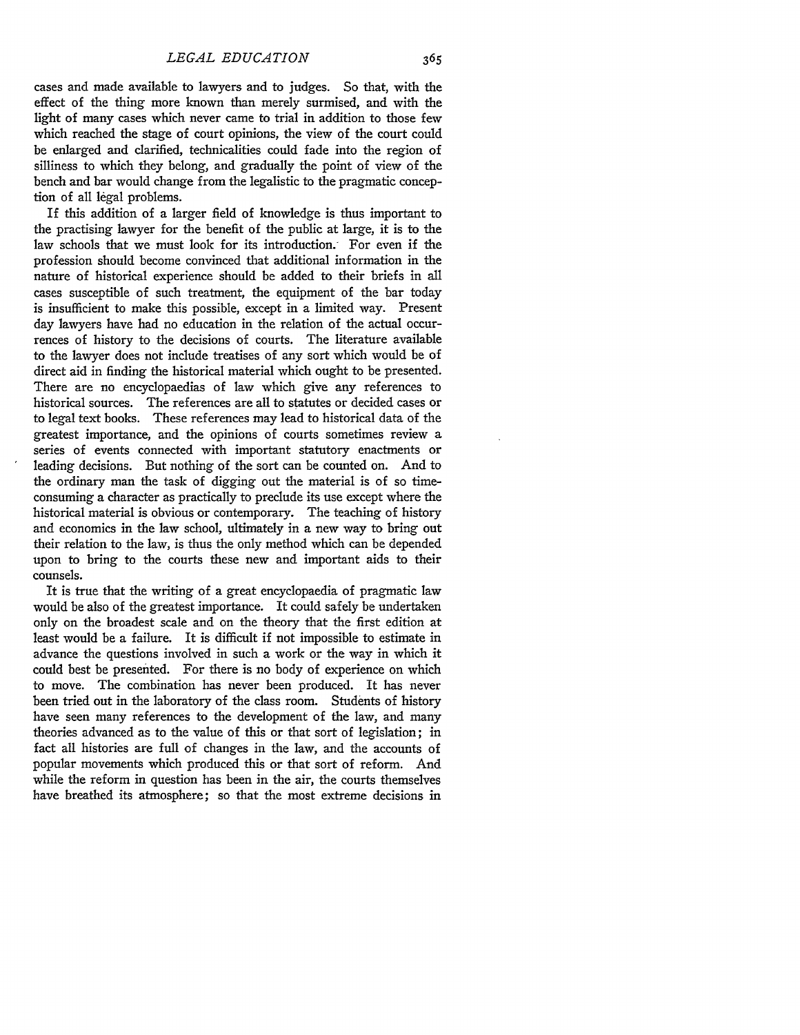cases and made available to lawyers and to judges. So that, with the effect of the thing more known than merely surmised, and with the light of many cases which never came to trial in addition to those few which reached the stage of court opinions, the view of the court could be enlarged and clarified, technicalities could fade into the region of silliness to which they belong, and gradually the point of view of the bench and bar would change from the legalistic to the pragmatic conception of all legal problems.

If this addition of a larger field of knowledge is thus important to the practising lawyer for the benefit of the public at large, it is to the law schools that we must look for its introduction. For even if the profession should become convinced that additional information in the nature of historical experience should be added to their briefs in all cases susceptible of such treatment, the equipment of the bar today is insufficient to make this possible, except in a limited way. Present day lawyers have had no education in the relation of the actual occurrences of history to the decisions of courts. The literature available to the lawyer does not include treatises of any sort which would be of direct aid in finding the historical material which ought to be presented. There are no encyclopaedias of law which give any references to historical sources. The references are all to statutes or decided cases or to legal text books. These references may lead to historical data of the greatest importance, and the opinions of courts sometimes review a series of events connected with important statutory enactments or leading decisions. But nothing of the sort can be counted on. And to the ordinary man the task of digging out the material is of so time-consuming a character as practically to preclude its use except where the historical material is obvious or contemporary. The teaching of history and economics in the law school, ultimately in a new way to bring out their relation to the law, is thus the only method which can be depended upon to bring to the courts these new and important aids to their counsels.

It is true that the writing of a great encyclopaedia of pragmatic law would be also of the greatest importance. It could safely be undertaken only on the broadest scale and on the theory that the first edition at least would be a failure. It is difficult if not impossible to estimate in advance the questions involved in such a work or the way in which it could best be presented. For there is no body of experience on which to move. The combination has never been produced. It has never been tried out in the laboratory of the class room. Students of history have seen many references to the development of the law, and many theories advanced as to the value of this or that sort of legislation; in fact all histories are full of changes in the law, and the accounts of popular movements which produced this or that sort of reform. And while the reform in question has been in the air, the courts themselves have breathed its atmosphere; so that the most extreme decisions in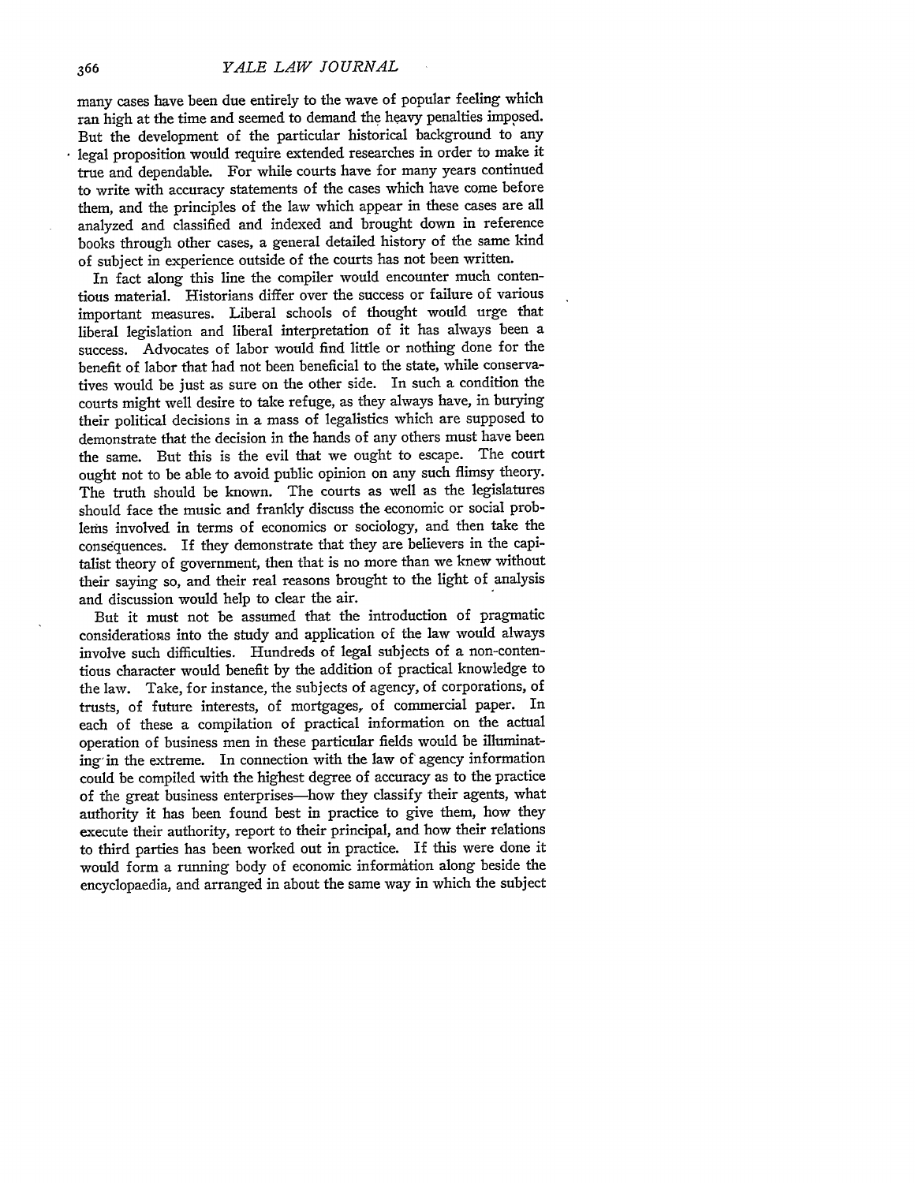many cases have been due entirely to the wave of popular feeling which ran high at the time and seemed to demand the heavy penalties imposed. But the development of the particular historical background to any legal proposition would require extended researches in order to make it true and dependable. For while courts have for many years continued to write with accuracy statements of the cases which have come before them, and the principles of the law which appear in these cases are all analyzed and classified and indexed and brought down in reference books through other cases, a general detailed history of the same kind of subject in experience outside of the courts has not been written.

In fact along this line the compiler would encounter much contentious material. Historians differ over the success or failure of various important measures. Liberal schools of thought would urge that liberal legislation and liberal interpretation of it has always been a success. Advocates of labor would find little or nothing done for the benefit of labor that had not been beneficial to the state, while conservatives would be just as sure on the other side. In such a condition the courts might well desire to take refuge, as they always have, in burying their political decisions in a mass of legalistics which are supposed to demonstrate that the decision in the hands of any others must have been the same. But this is the evil that we ought to escape. The court ought not to be able to avoid public opinion on any such flimsy theory. The truth should be known. The courts as well as the legislatures should face the music and frankly discuss the economic or social problems involved in terms of economics or sociology, and then take the consequences. If they demonstrate that they are believers in the capitalist theory of government, then that is no more than we knew without their saying so, and their real reasons brought to the light of analysis and discussion would help to clear the air.

But it must not be assumed that the introduction of pragmatic considerations into the study and application of the law would always involve such difficulties. Hundreds of legal subjects of a non-contentious character would benefit by the addition of practical knowledge to the law. Take, for instance, the subjects of agency, of corporations, of trusts, of future interests, of mortgages, of commercial paper. In each of these a compilation of practical information on the actual operation of business men in these particular fields would be illuminating in the extreme. In connection with the law of agency information could be compiled with the highest degree of accuracy as to the practice of the great business enterprises—how they classify their agents, what authority it has been found best in practice to give them, how they execute their authority, report to their principal, and how their relations to third parties has been worked out in practice. If this were done it would form a running body of economic information along beside the encyclopaedia, and arranged in about the same way in which the subject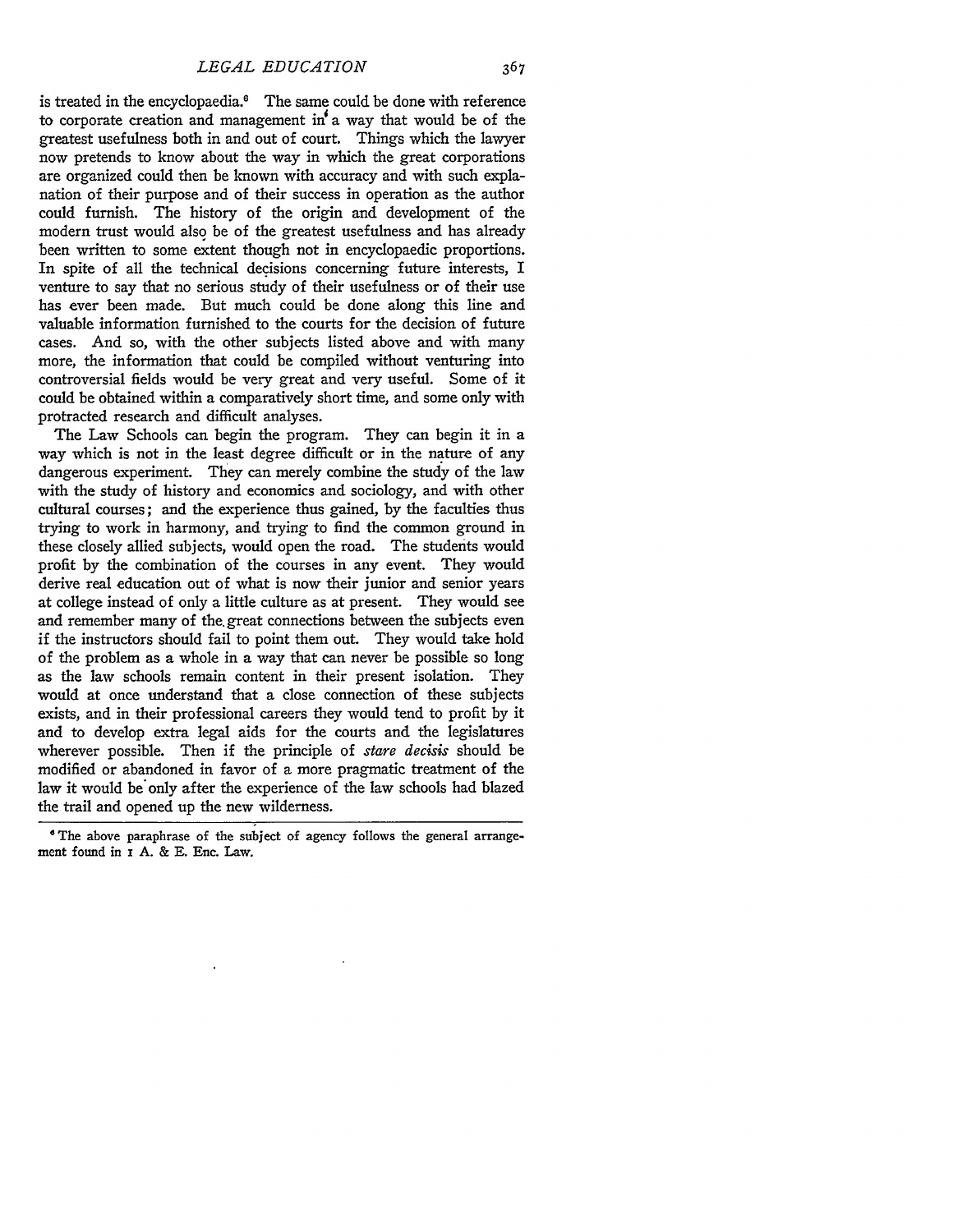is treated in the encyclopaedia.[6] The same could be done with reference to corporate creation and management in a way that would be of the greatest usefulness both in and out of court. Things which the lawyer now pretends to know about the way in which the great corporations are organized could then be known with accuracy and with such explanation of their purpose and of their success in operation as the author could furnish. The history of the origin and development of the modern trust would also be of the greatest usefulness and has already been written to some extent though not in encyclopaedic proportions. In spite of all the technical decisions concerning future interests, I venture to say that no serious study of their usefulness or of their use has ever been made. But much could be done along this line and valuable information furnished to the courts for the decision of future cases. And so, with the other subjects listed above and with many more, the information that could be compiled without venturing into controversial fields would be very great and very useful. Some of it could be obtained within a comparatively short time, and some only with protracted research and difficult analyses.

The Law Schools can begin the program. They can begin it in a way which is not in the least degree difficult or in the nature of any dangerous experiment. They can merely combine the study of the law with the study of history and economics and sociology, and with other cultural courses; and the experience thus gained, by the faculties thus trying to work in harmony, and trying to find the common ground in these closely allied subjects, would open the road. The students would profit by the combination of the courses in any event. They would derive real education out of what is now their junior and senior years at college instead of only a little culture as at present. They would see and remember many of the great connections between the subjects even if the instructors should fail to point them out. They would take hold of the problem as a whole in a way that can never be possible so long as the law schools remain content in their present isolation. They would at once understand that a close connection of these subjects exists, and in their professional careers they would tend to profit by it and to develop extra legal aids for the courts and the legislatures wherever possible. Then if the principle of *stare decisis* should be modified or abandoned in favor of a more pragmatic treatment of the law it would be only after the experience of the law schools had blazed the trail and opened up the new wilderness.

---

[6] The above paraphrase of the subject of agency follows the general arrangement found in 1 A. & E. Enc. Law.